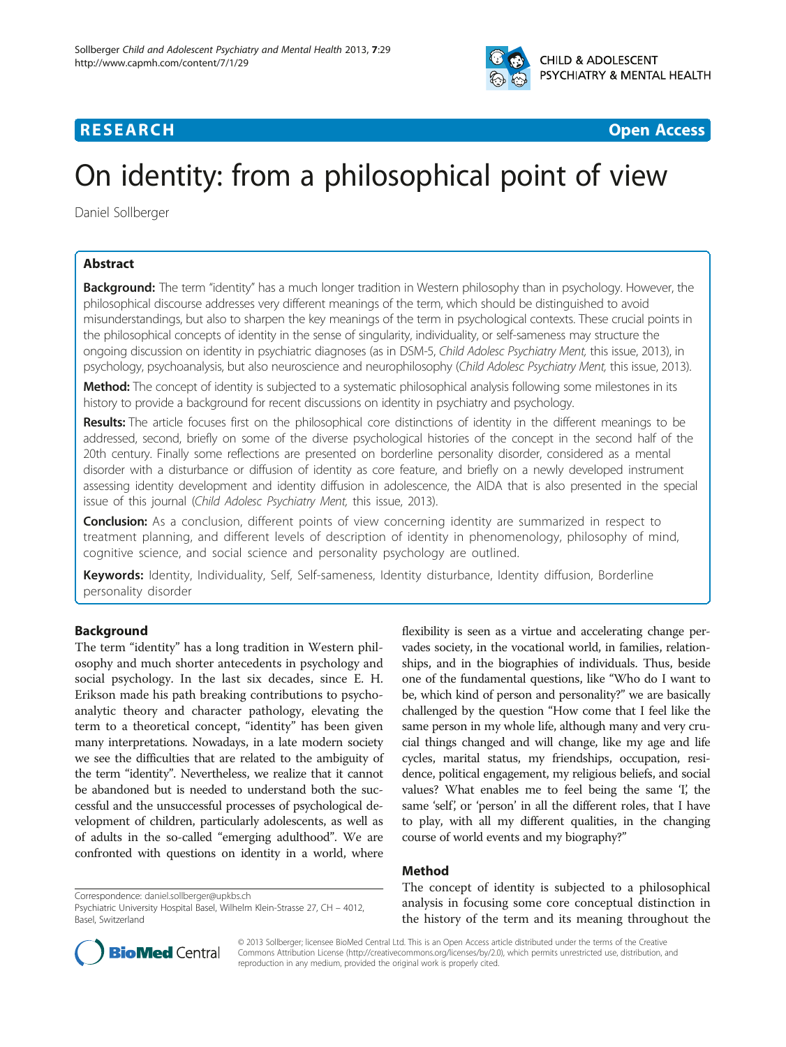RESEARCH Open Access

# On identity: from a philosophical point of view

Daniel Sollberger

## Abstract

**Background:** The term "identity" has a much longer tradition in Western philosophy than in psychology. However, the philosophical discourse addresses very different meanings of the term, which should be distinguished to avoid misunderstandings, but also to sharpen the key meanings of the term in psychological contexts. These crucial points in the philosophical concepts of identity in the sense of singularity, individuality, or self-sameness may structure the ongoing discussion on identity in psychiatric diagnoses (as in DSM-5, *Child Adolesc Psychiatry Ment,* this issue, 2013), in psychology, psychoanalysis, but also neuroscience and neurophilosophy (*Child Adolesc Psychiatry Ment,* this issue, 2013).

**Method:** The concept of identity is subjected to a systematic philosophical analysis following some milestones in its history to provide a background for recent discussions on identity in psychiatry and psychology.

**Results:** The article focuses first on the philosophical core distinctions of identity in the different meanings to be addressed, second, briefly on some of the diverse psychological histories of the concept in the second half of the 20th century. Finally some reflections are presented on borderline personality disorder, considered as a mental disorder with a disturbance or diffusion of identity as core feature, and briefly on a newly developed instrument assessing identity development and identity diffusion in adolescence, the AIDA that is also presented in the special issue of this journal (*Child Adolesc Psychiatry Ment,* this issue, 2013).

**Conclusion:** As a conclusion, different points of view concerning identity are summarized in respect to treatment planning, and different levels of description of identity in phenomenology, philosophy of mind, cognitive science, and social science and personality psychology are outlined.

**Keywords:** Identity, Individuality, Self, Self-sameness, Identity disturbance, Identity diffusion, Borderline personality disorder

## Background

The term "identity" has a long tradition in Western philosophy and much shorter antecedents in psychology and social psychology. In the last six decades, since E. H. Erikson made his path breaking contributions to psychoanalytic theory and character pathology, elevating the term to a theoretical concept, "identity" has been given many interpretations. Nowadays, in a late modern society we see the difficulties that are related to the ambiguity of the term "identity". Nevertheless, we realize that it cannot be abandoned but is needed to understand both the successful and the unsuccessful processes of psychological development of children, particularly adolescents, as well as of adults in the so-called "emerging adulthood". We are confronted with questions on identity in a world, where flexibility is seen as a virtue and accelerating change pervades society, in the vocational world, in families, relationships, and in the biographies of individuals. Thus, beside one of the fundamental questions, like "Who do I want to be, which kind of person and personality?" we are basically challenged by the question "How come that I feel like the same person in my whole life, although many and very crucial things changed and will change, like my age and life cycles, marital status, my friendships, occupation, residence, political engagement, my religious beliefs, and social values? What enables me to feel being the same 'I', the same 'self', or 'person' in all the different roles, that I have to play, with all my different qualities, in the changing course of world events and my biography?"

## Method

The concept of identity is subjected to a philosophical analysis in focusing some core conceptual distinction in the history of the term and its meaning throughout the

Correspondence: daniel.sollberger@upkbs.ch
Psychiatric University Hospital Basel, Wilhelm Klein-Strasse 27, CH – 4012, Basel, Switzerland

© 2013 Sollberger; licensee BioMed Central Ltd. This is an Open Access article distributed under the terms of the Creative Commons Attribution License (http://creativecommons.org/licenses/by/2.0), which permits unrestricted use, distribution, and reproduction in any medium, provided the original work is properly cited.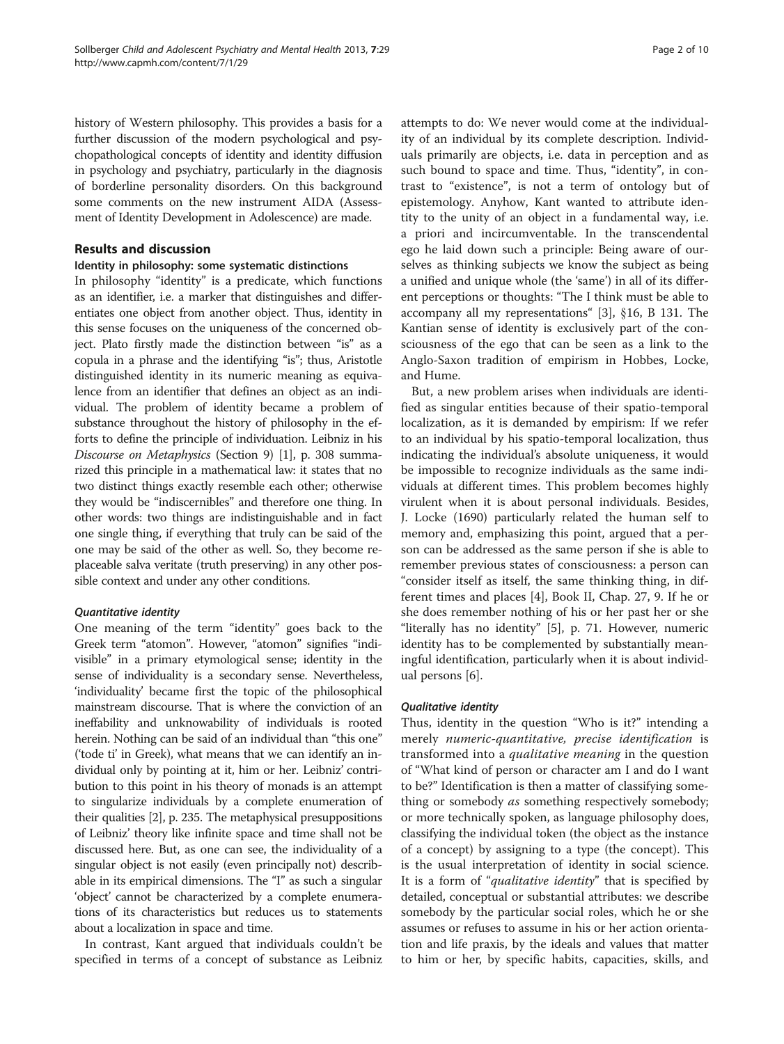history of Western philosophy. This provides a basis for a further discussion of the modern psychological and psychopathological concepts of identity and identity diffusion in psychology and psychiatry, particularly in the diagnosis of borderline personality disorders. On this background some comments on the new instrument AIDA (Assessment of Identity Development in Adolescence) are made.

## Results and discussion

### Identity in philosophy: some systematic distinctions

In philosophy "identity" is a predicate, which functions as an identifier, i.e. a marker that distinguishes and differentiates one object from another object. Thus, identity in this sense focuses on the uniqueness of the concerned object. Plato firstly made the distinction between "is" as a copula in a phrase and the identifying "is"; thus, Aristotle distinguished identity in its numeric meaning as equivalence from an identifier that defines an object as an individual. The problem of identity became a problem of substance throughout the history of philosophy in the efforts to define the principle of individuation. Leibniz in his *Discourse on Metaphysics* (Section 9) [1], p. 308 summarized this principle in a mathematical law: it states that no two distinct things exactly resemble each other; otherwise they would be "indiscernibles" and therefore one thing. In other words: two things are indistinguishable and in fact one single thing, if everything that truly can be said of the one may be said of the other as well. So, they become replaceable salva veritate (truth preserving) in any other possible context and under any other conditions.

#### *Quantitative identity*

One meaning of the term "identity" goes back to the Greek term "atomon". However, "atomon" signifies "indivisible" in a primary etymological sense; identity in the sense of individuality is a secondary sense. Nevertheless, 'individuality' became first the topic of the philosophical mainstream discourse. That is where the conviction of an ineffability and unknowability of individuals is rooted herein. Nothing can be said of an individual than "this one" ('tode ti' in Greek), what means that we can identify an individual only by pointing at it, him or her. Leibniz' contribution to this point in his theory of monads is an attempt to singularize individuals by a complete enumeration of their qualities [2], p. 235. The metaphysical presuppositions of Leibniz' theory like infinite space and time shall not be discussed here. But, as one can see, the individuality of a singular object is not easily (even principally not) describable in its empirical dimensions. The "I" as such a singular 'object' cannot be characterized by a complete enumerations of its characteristics but reduces us to statements about a localization in space and time.

In contrast, Kant argued that individuals couldn't be specified in terms of a concept of substance as Leibniz attempts to do: We never would come at the individuality of an individual by its complete description. Individuals primarily are objects, i.e. data in perception and as such bound to space and time. Thus, "identity", in contrast to "existence", is not a term of ontology but of epistemology. Anyhow, Kant wanted to attribute identity to the unity of an object in a fundamental way, i.e. a priori and incircumventable. In the transcendental ego he laid down such a principle: Being aware of ourselves as thinking subjects we know the subject as being a unified and unique whole (the 'same') in all of its different perceptions or thoughts: "The I think must be able to accompany all my representations" [3], §16, B 131. The Kantian sense of identity is exclusively part of the consciousness of the ego that can be seen as a link to the Anglo-Saxon tradition of empirism in Hobbes, Locke, and Hume.

But, a new problem arises when individuals are identified as singular entities because of their spatio-temporal localization, as it is demanded by empirism: If we refer to an individual by his spatio-temporal localization, thus indicating the individual's absolute uniqueness, it would be impossible to recognize individuals as the same individuals at different times. This problem becomes highly virulent when it is about personal individuals. Besides, J. Locke (1690) particularly related the human self to memory and, emphasizing this point, argued that a person can be addressed as the same person if she is able to remember previous states of consciousness: a person can "consider itself as itself, the same thinking thing, in different times and places [4], Book II, Chap. 27, 9. If he or she does remember nothing of his or her past her or she "literally has no identity" [5], p. 71. However, numeric identity has to be complemented by substantially meaningful identification, particularly when it is about individual persons [6].

#### *Qualitative identity*

Thus, identity in the question "Who is it?" intending a merely *numeric-quantitative, precise identification* is transformed into a *qualitative meaning* in the question of "What kind of person or character am I and do I want to be?" Identification is then a matter of classifying something or somebody *as* something respectively somebody; or more technically spoken, as language philosophy does, classifying the individual token (the object as the instance of a concept) by assigning to a type (the concept). This is the usual interpretation of identity in social science. It is a form of "*qualitative identity*" that is specified by detailed, conceptual or substantial attributes: we describe somebody by the particular social roles, which he or she assumes or refuses to assume in his or her action orientation and life praxis, by the ideals and values that matter to him or her, by specific habits, capacities, skills, and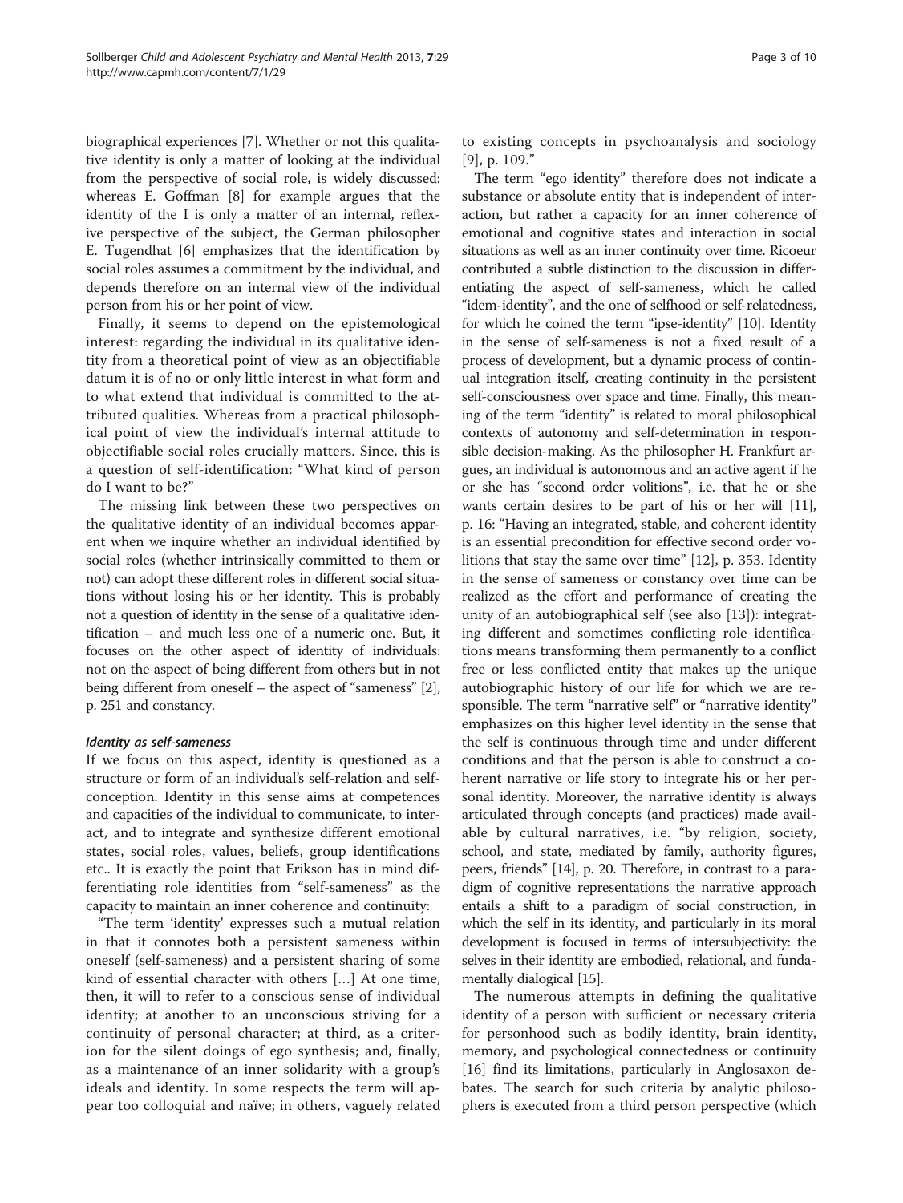biographical experiences [7]. Whether or not this qualitative identity is only a matter of looking at the individual from the perspective of social role, is widely discussed: whereas E. Goffman [8] for example argues that the identity of the I is only a matter of an internal, reflexive perspective of the subject, the German philosopher E. Tugendhat [6] emphasizes that the identification by social roles assumes a commitment by the individual, and depends therefore on an internal view of the individual person from his or her point of view.

Finally, it seems to depend on the epistemological interest: regarding the individual in its qualitative identity from a theoretical point of view as an objectifiable datum it is of no or only little interest in what form and to what extend that individual is committed to the attributed qualities. Whereas from a practical philosophical point of view the individual's internal attitude to objectifiable social roles crucially matters. Since, this is a question of self-identification: "What kind of person do I want to be?"

The missing link between these two perspectives on the qualitative identity of an individual becomes apparent when we inquire whether an individual identified by social roles (whether intrinsically committed to them or not) can adopt these different roles in different social situations without losing his or her identity. This is probably not a question of identity in the sense of a qualitative identification – and much less one of a numeric one. But, it focuses on the other aspect of identity of individuals: not on the aspect of being different from others but in not being different from oneself – the aspect of "sameness" [2], p. 251 and constancy.

### *Identity as self-sameness*

If we focus on this aspect, identity is questioned as a structure or form of an individual's self-relation and self-conception. Identity in this sense aims at competences and capacities of the individual to communicate, to interact, and to integrate and synthesize different emotional states, social roles, values, beliefs, group identifications etc.. It is exactly the point that Erikson has in mind differentiating role identities from "self-sameness" as the capacity to maintain an inner coherence and continuity:

"The term 'identity' expresses such a mutual relation in that it connotes both a persistent sameness within oneself (self-sameness) and a persistent sharing of some kind of essential character with others […] At one time, then, it will to refer to a conscious sense of individual identity; at another to an unconscious striving for a continuity of personal character; at third, as a criterion for the silent doings of ego synthesis; and, finally, as a maintenance of an inner solidarity with a group's ideals and identity. In some respects the term will appear too colloquial and naïve; in others, vaguely related to existing concepts in psychoanalysis and sociology [9], p. 109."

The term "ego identity" therefore does not indicate a substance or absolute entity that is independent of interaction, but rather a capacity for an inner coherence of emotional and cognitive states and interaction in social situations as well as an inner continuity over time. Ricoeur contributed a subtle distinction to the discussion in differentiating the aspect of self-sameness, which he called "idem-identity", and the one of selfhood or self-relatedness, for which he coined the term "ipse-identity" [10]. Identity in the sense of self-sameness is not a fixed result of a process of development, but a dynamic process of continual integration itself, creating continuity in the persistent self-consciousness over space and time. Finally, this meaning of the term "identity" is related to moral philosophical contexts of autonomy and self-determination in responsible decision-making. As the philosopher H. Frankfurt argues, an individual is autonomous and an active agent if he or she has "second order volitions", i.e. that he or she wants certain desires to be part of his or her will [11], p. 16: "Having an integrated, stable, and coherent identity is an essential precondition for effective second order volitions that stay the same over time" [12], p. 353. Identity in the sense of sameness or constancy over time can be realized as the effort and performance of creating the unity of an autobiographical self (see also [13]): integrating different and sometimes conflicting role identifications means transforming them permanently to a conflict free or less conflicted entity that makes up the unique autobiographic history of our life for which we are responsible. The term "narrative self" or "narrative identity" emphasizes on this higher level identity in the sense that the self is continuous through time and under different conditions and that the person is able to construct a coherent narrative or life story to integrate his or her personal identity. Moreover, the narrative identity is always articulated through concepts (and practices) made available by cultural narratives, i.e. "by religion, society, school, and state, mediated by family, authority figures, peers, friends" [14], p. 20. Therefore, in contrast to a paradigm of cognitive representations the narrative approach entails a shift to a paradigm of social construction, in which the self in its identity, and particularly in its moral development is focused in terms of intersubjectivity: the selves in their identity are embodied, relational, and fundamentally dialogical [15].

The numerous attempts in defining the qualitative identity of a person with sufficient or necessary criteria for personhood such as bodily identity, brain identity, memory, and psychological connectedness or continuity [16] find its limitations, particularly in Anglosaxon debates. The search for such criteria by analytic philosophers is executed from a third person perspective (which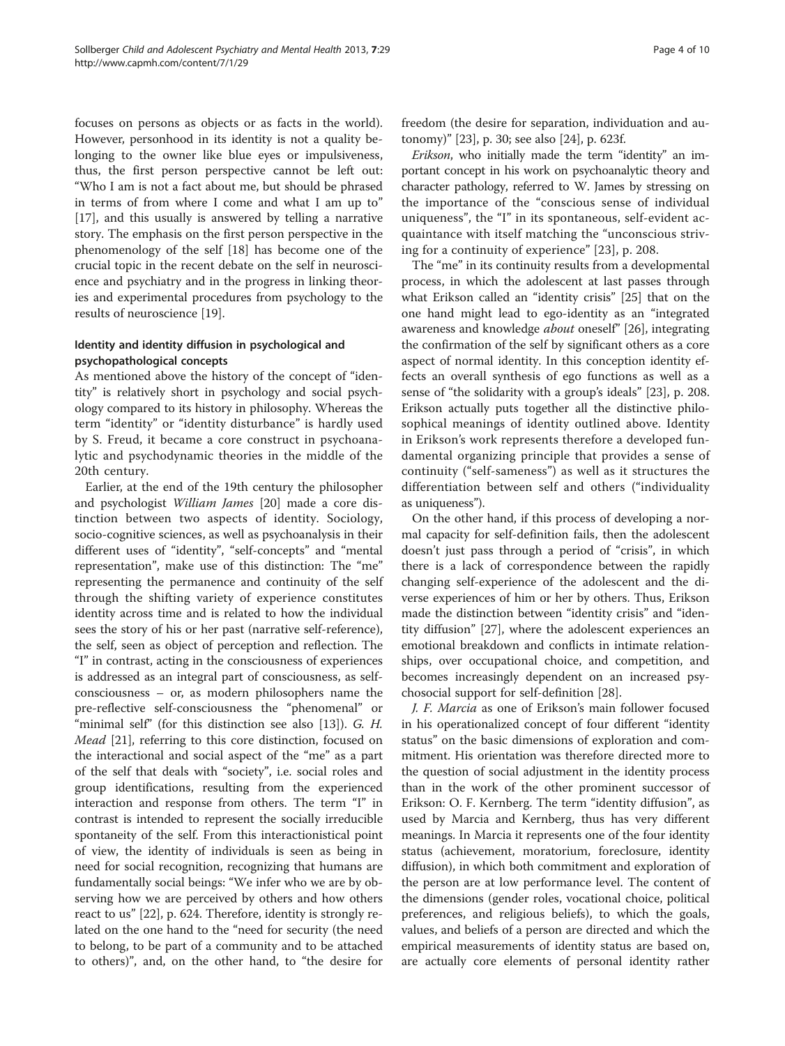focuses on persons as objects or as facts in the world). However, personhood in its identity is not a quality belonging to the owner like blue eyes or impulsiveness, thus, the first person perspective cannot be left out: "Who I am is not a fact about me, but should be phrased in terms of from where I come and what I am up to" [17], and this usually is answered by telling a narrative story. The emphasis on the first person perspective in the phenomenology of the self [18] has become one of the crucial topic in the recent debate on the self in neuroscience and psychiatry and in the progress in linking theories and experimental procedures from psychology to the results of neuroscience [19].

### Identity and identity diffusion in psychological and psychopathological concepts

As mentioned above the history of the concept of "identity" is relatively short in psychology and social psychology compared to its history in philosophy. Whereas the term "identity" or "identity disturbance" is hardly used by S. Freud, it became a core construct in psychoanalytic and psychodynamic theories in the middle of the 20th century.

Earlier, at the end of the 19th century the philosopher and psychologist *William James* [20] made a core distinction between two aspects of identity. Sociology, socio-cognitive sciences, as well as psychoanalysis in their different uses of "identity", "self-concepts" and "mental representation", make use of this distinction: The "me" representing the permanence and continuity of the self through the shifting variety of experience constitutes identity across time and is related to how the individual sees the story of his or her past (narrative self-reference), the self, seen as object of perception and reflection. The "I" in contrast, acting in the consciousness of experiences is addressed as an integral part of consciousness, as self-consciousness – or, as modern philosophers name the pre-reflective self-consciousness the "phenomenal" or "minimal self" (for this distinction see also [13]). *G. H. Mead* [21], referring to this core distinction, focused on the interactional and social aspect of the "me" as a part of the self that deals with "society", i.e. social roles and group identifications, resulting from the experienced interaction and response from others. The term "I" in contrast is intended to represent the socially irreducible spontaneity of the self. From this interactionistical point of view, the identity of individuals is seen as being in need for social recognition, recognizing that humans are fundamentally social beings: "We infer who we are by observing how we are perceived by others and how others react to us" [22], p. 624. Therefore, identity is strongly related on the one hand to the "need for security (the need to belong, to be part of a community and to be attached to others)", and, on the other hand, to "the desire for freedom (the desire for separation, individuation and autonomy)" [23], p. 30; see also [24], p. 623f.

*Erikson*, who initially made the term "identity" an important concept in his work on psychoanalytic theory and character pathology, referred to W. James by stressing on the importance of the "conscious sense of individual uniqueness", the "I" in its spontaneous, self-evident acquaintance with itself matching the "unconscious striving for a continuity of experience" [23], p. 208.

The "me" in its continuity results from a developmental process, in which the adolescent at last passes through what Erikson called an "identity crisis" [25] that on the one hand might lead to ego-identity as an "integrated awareness and knowledge *about* oneself" [26], integrating the confirmation of the self by significant others as a core aspect of normal identity. In this conception identity effects an overall synthesis of ego functions as well as a sense of "the solidarity with a group's ideals" [23], p. 208. Erikson actually puts together all the distinctive philosophical meanings of identity outlined above. Identity in Erikson's work represents therefore a developed fundamental organizing principle that provides a sense of continuity ("self-sameness") as well as it structures the differentiation between self and others ("individuality as uniqueness").

On the other hand, if this process of developing a normal capacity for self-definition fails, then the adolescent doesn't just pass through a period of "crisis", in which there is a lack of correspondence between the rapidly changing self-experience of the adolescent and the diverse experiences of him or her by others. Thus, Erikson made the distinction between "identity crisis" and "identity diffusion" [27], where the adolescent experiences an emotional breakdown and conflicts in intimate relationships, over occupational choice, and competition, and becomes increasingly dependent on an increased psychosocial support for self-definition [28].

*J. F. Marcia* as one of Erikson's main follower focused in his operationalized concept of four different "identity status" on the basic dimensions of exploration and commitment. His orientation was therefore directed more to the question of social adjustment in the identity process than in the work of the other prominent successor of Erikson: O. F. Kernberg. The term "identity diffusion", as used by Marcia and Kernberg, thus has very different meanings. In Marcia it represents one of the four identity status (achievement, moratorium, foreclosure, identity diffusion), in which both commitment and exploration of the person are at low performance level. The content of the dimensions (gender roles, vocational choice, political preferences, and religious beliefs), to which the goals, values, and beliefs of a person are directed and which the empirical measurements of identity status are based on, are actually core elements of personal identity rather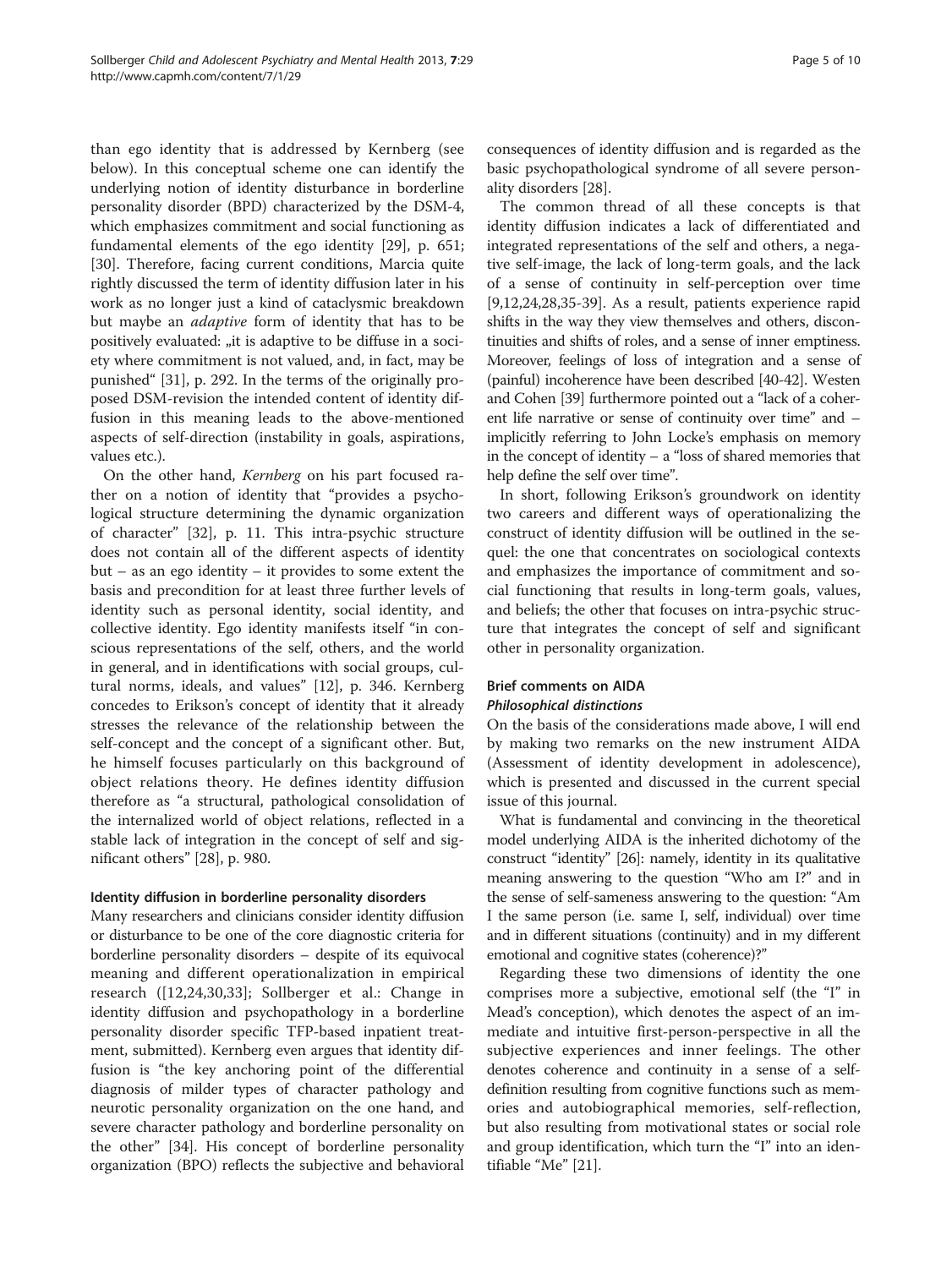than ego identity that is addressed by Kernberg (see below). In this conceptual scheme one can identify the underlying notion of identity disturbance in borderline personality disorder (BPD) characterized by the DSM-4, which emphasizes commitment and social functioning as fundamental elements of the ego identity [29], p. 651; [30]. Therefore, facing current conditions, Marcia quite rightly discussed the term of identity diffusion later in his work as no longer just a kind of cataclysmic breakdown but maybe an *adaptive* form of identity that has to be positively evaluated: „it is adaptive to be diffuse in a society where commitment is not valued, and, in fact, may be punished" [31], p. 292. In the terms of the originally proposed DSM-revision the intended content of identity diffusion in this meaning leads to the above-mentioned aspects of self-direction (instability in goals, aspirations, values etc.).

On the other hand, *Kernberg* on his part focused rather on a notion of identity that "provides a psychological structure determining the dynamic organization of character" [32], p. 11. This intra-psychic structure does not contain all of the different aspects of identity but – as an ego identity – it provides to some extent the basis and precondition for at least three further levels of identity such as personal identity, social identity, and collective identity. Ego identity manifests itself "in conscious representations of the self, others, and the world in general, and in identifications with social groups, cultural norms, ideals, and values" [12], p. 346. Kernberg concedes to Erikson's concept of identity that it already stresses the relevance of the relationship between the self-concept and the concept of a significant other. But, he himself focuses particularly on this background of object relations theory. He defines identity diffusion therefore as "a structural, pathological consolidation of the internalized world of object relations, reflected in a stable lack of integration in the concept of self and significant others" [28], p. 980.

### Identity diffusion in borderline personality disorders

Many researchers and clinicians consider identity diffusion or disturbance to be one of the core diagnostic criteria for borderline personality disorders – despite of its equivocal meaning and different operationalization in empirical research ([12,24,30,33]; Sollberger et al.: Change in identity diffusion and psychopathology in a borderline personality disorder specific TFP-based inpatient treatment, submitted). Kernberg even argues that identity diffusion is "the key anchoring point of the differential diagnosis of milder types of character pathology and neurotic personality organization on the one hand, and severe character pathology and borderline personality on the other" [34]. His concept of borderline personality organization (BPO) reflects the subjective and behavioral consequences of identity diffusion and is regarded as the basic psychopathological syndrome of all severe personality disorders [28].

The common thread of all these concepts is that identity diffusion indicates a lack of differentiated and integrated representations of the self and others, a negative self-image, the lack of long-term goals, and the lack of a sense of continuity in self-perception over time [9,12,24,28,35-39]. As a result, patients experience rapid shifts in the way they view themselves and others, discontinuities and shifts of roles, and a sense of inner emptiness. Moreover, feelings of loss of integration and a sense of (painful) incoherence have been described [40-42]. Westen and Cohen [39] furthermore pointed out a "lack of a coherent life narrative or sense of continuity over time" and – implicitly referring to John Locke's emphasis on memory in the concept of identity – a "loss of shared memories that help define the self over time".

In short, following Erikson's groundwork on identity two careers and different ways of operationalizing the construct of identity diffusion will be outlined in the sequel: the one that concentrates on sociological contexts and emphasizes the importance of commitment and social functioning that results in long-term goals, values, and beliefs; the other that focuses on intra-psychic structure that integrates the concept of self and significant other in personality organization.

## Brief comments on AIDA

### *Philosophical distinctions*

On the basis of the considerations made above, I will end by making two remarks on the new instrument AIDA (Assessment of identity development in adolescence), which is presented and discussed in the current special issue of this journal.

What is fundamental and convincing in the theoretical model underlying AIDA is the inherited dichotomy of the construct "identity" [26]: namely, identity in its qualitative meaning answering to the question "Who am I?" and in the sense of self-sameness answering to the question: "Am I the same person (i.e. same I, self, individual) over time and in different situations (continuity) and in my different emotional and cognitive states (coherence)?"

Regarding these two dimensions of identity the one comprises more a subjective, emotional self (the "I" in Mead's conception), which denotes the aspect of an immediate and intuitive first-person-perspective in all the subjective experiences and inner feelings. The other denotes coherence and continuity in a sense of a self-definition resulting from cognitive functions such as memories and autobiographical memories, self-reflection, but also resulting from motivational states or social role and group identification, which turn the "I" into an identifiable "Me" [21].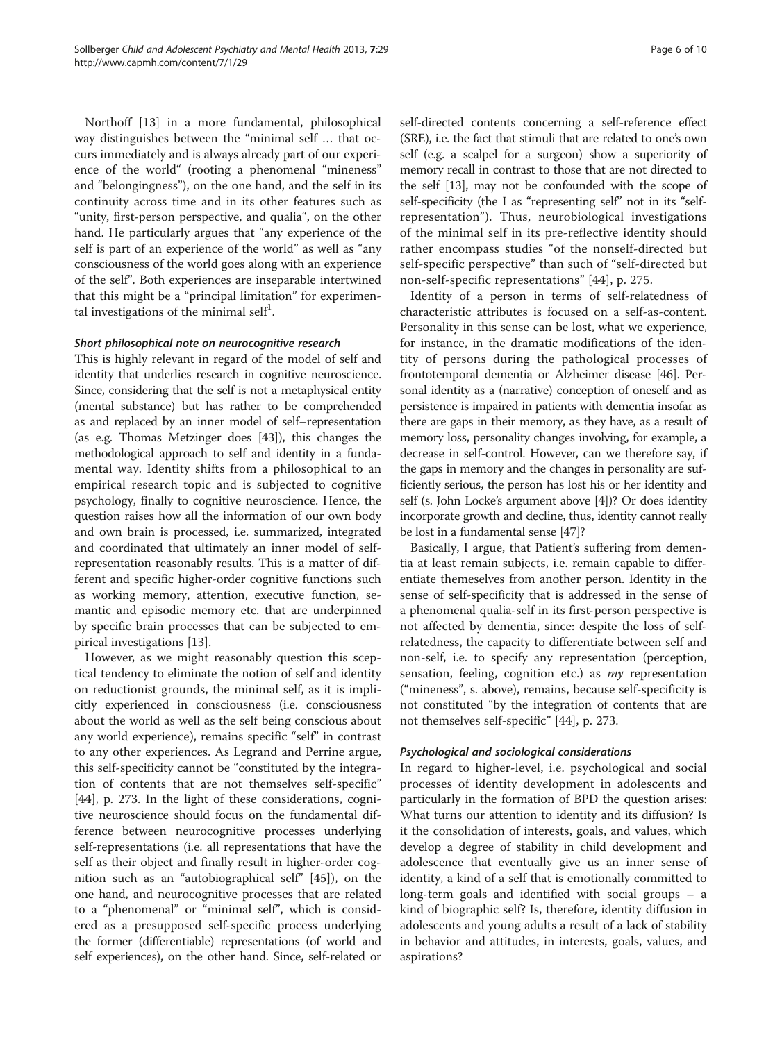Northoff [13] in a more fundamental, philosophical way distinguishes between the "minimal self … that occurs immediately and is always already part of our experience of the world" (rooting a phenomenal "mineness" and "belongingness"), on the one hand, and the self in its continuity across time and in its other features such as "unity, first-person perspective, and qualia", on the other hand. He particularly argues that "any experience of the self is part of an experience of the world" as well as "any consciousness of the world goes along with an experience of the self". Both experiences are inseparable intertwined that this might be a "principal limitation" for experimental investigations of the minimal self[1].

#### *Short philosophical note on neurocognitive research*

This is highly relevant in regard of the model of self and identity that underlies research in cognitive neuroscience. Since, considering that the self is not a metaphysical entity (mental substance) but has rather to be comprehended as and replaced by an inner model of self–representation (as e.g. Thomas Metzinger does [43]), this changes the methodological approach to self and identity in a fundamental way. Identity shifts from a philosophical to an empirical research topic and is subjected to cognitive psychology, finally to cognitive neuroscience. Hence, the question raises how all the information of our own body and own brain is processed, i.e. summarized, integrated and coordinated that ultimately an inner model of self-representation reasonably results. This is a matter of different and specific higher-order cognitive functions such as working memory, attention, executive function, semantic and episodic memory etc. that are underpinned by specific brain processes that can be subjected to empirical investigations [13].

However, as we might reasonably question this sceptical tendency to eliminate the notion of self and identity on reductionist grounds, the minimal self, as it is implicitly experienced in consciousness (i.e. consciousness about the world as well as the self being conscious about any world experience), remains specific "self" in contrast to any other experiences. As Legrand and Perrine argue, this self-specificity cannot be "constituted by the integration of contents that are not themselves self-specific" [44], p. 273. In the light of these considerations, cognitive neuroscience should focus on the fundamental difference between neurocognitive processes underlying self-representations (i.e. all representations that have the self as their object and finally result in higher-order cognition such as an "autobiographical self" [45]), on the one hand, and neurocognitive processes that are related to a "phenomenal" or "minimal self", which is considered as a presupposed self-specific process underlying the former (differentiable) representations (of world and self experiences), on the other hand. Since, self-related or self-directed contents concerning a self-reference effect (SRE), i.e. the fact that stimuli that are related to one's own self (e.g. a scalpel for a surgeon) show a superiority of memory recall in contrast to those that are not directed to the self [13], may not be confounded with the scope of self-specificity (the I as "representing self" not in its "self-representation"). Thus, neurobiological investigations of the minimal self in its pre-reflective identity should rather encompass studies "of the nonself-directed but self-specific perspective" than such of "self-directed but non-self-specific representations" [44], p. 275.

Identity of a person in terms of self-relatedness of characteristic attributes is focused on a self-as-content. Personality in this sense can be lost, what we experience, for instance, in the dramatic modifications of the identity of persons during the pathological processes of frontotemporal dementia or Alzheimer disease [46]. Personal identity as a (narrative) conception of oneself and as persistence is impaired in patients with dementia insofar as there are gaps in their memory, as they have, as a result of memory loss, personality changes involving, for example, a decrease in self-control. However, can we therefore say, if the gaps in memory and the changes in personality are sufficiently serious, the person has lost his or her identity and self (s. John Locke's argument above [4])? Or does identity incorporate growth and decline, thus, identity cannot really be lost in a fundamental sense [47]?

Basically, I argue, that Patient's suffering from dementia at least remain subjects, i.e. remain capable to differentiate themeselves from another person. Identity in the sense of self-specificity that is addressed in the sense of a phenomenal qualia-self in its first-person perspective is not affected by dementia, since: despite the loss of self-relatedness, the capacity to differentiate between self and non-self, i.e. to specify any representation (perception, sensation, feeling, cognition etc.) as *my* representation ("mineness", s. above), remains, because self-specificity is not constituted "by the integration of contents that are not themselves self-specific" [44], p. 273.

#### *Psychological and sociological considerations*

In regard to higher-level, i.e. psychological and social processes of identity development in adolescents and particularly in the formation of BPD the question arises: What turns our attention to identity and its diffusion? Is it the consolidation of interests, goals, and values, which develop a degree of stability in child development and adolescence that eventually give us an inner sense of identity, a kind of a self that is emotionally committed to long-term goals and identified with social groups – a kind of biographic self? Is, therefore, identity diffusion in adolescents and young adults a result of a lack of stability in behavior and attitudes, in interests, goals, values, and aspirations?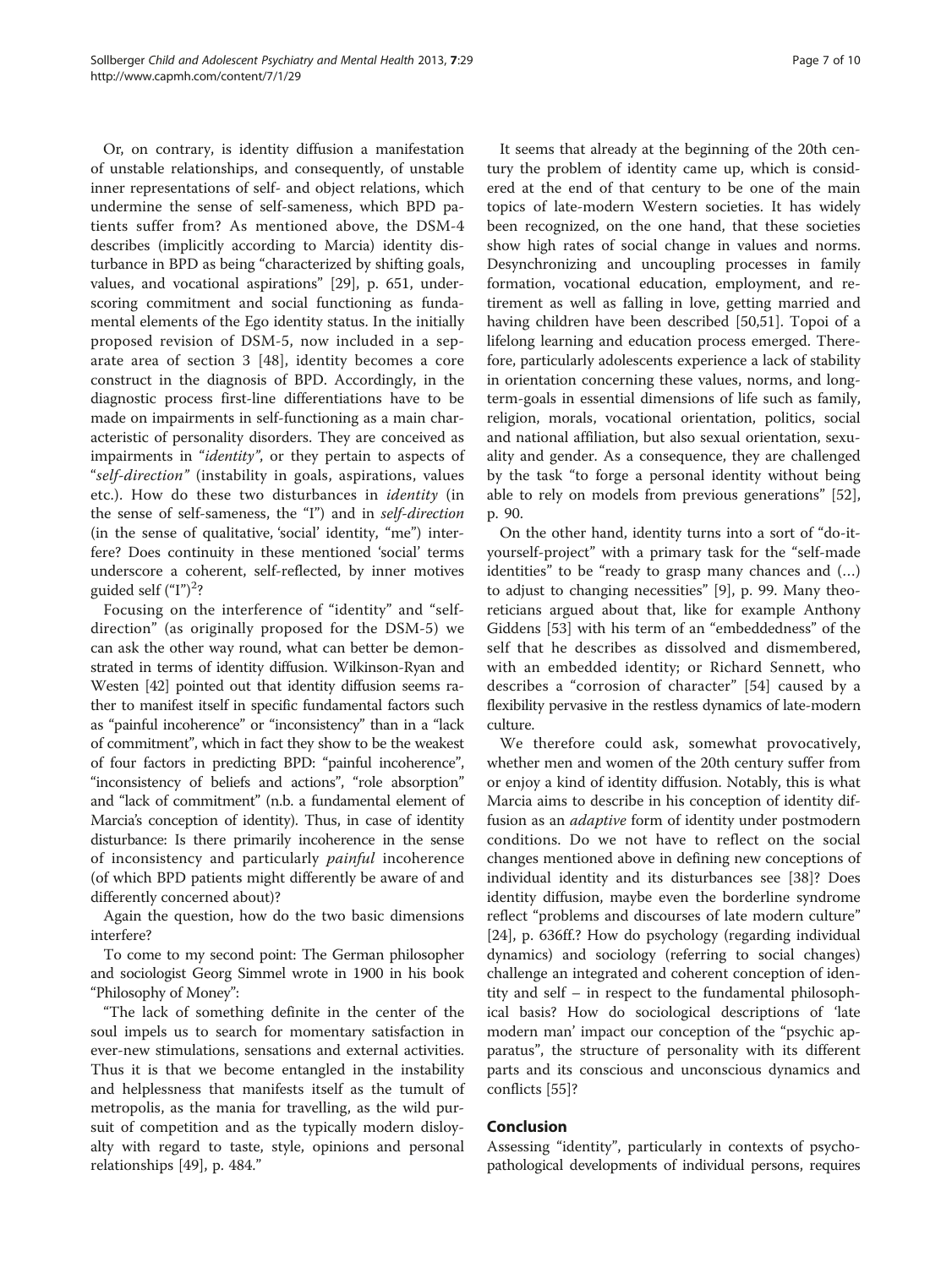Or, on contrary, is identity diffusion a manifestation of unstable relationships, and consequently, of unstable inner representations of self- and object relations, which undermine the sense of self-sameness, which BPD patients suffer from? As mentioned above, the DSM-4 describes (implicitly according to Marcia) identity disturbance in BPD as being "characterized by shifting goals, values, and vocational aspirations" [29], p. 651, underscoring commitment and social functioning as fundamental elements of the Ego identity status. In the initially proposed revision of DSM-5, now included in a separate area of section 3 [48], identity becomes a core construct in the diagnosis of BPD. Accordingly, in the diagnostic process first-line differentiations have to be made on impairments in self-functioning as a main characteristic of personality disorders. They are conceived as impairments in "*identity*", or they pertain to aspects of "*self-direction*" (instability in goals, aspirations, values etc.). How do these two disturbances in *identity* (in the sense of self-sameness, the "I") and in *self-direction* (in the sense of qualitative, 'social' identity, "me") interfere? Does continuity in these mentioned 'social' terms underscore a coherent, self-reflected, by inner motives guided self ("I")[2]?

Focusing on the interference of "identity" and "self-direction" (as originally proposed for the DSM-5) we can ask the other way round, what can better be demonstrated in terms of identity diffusion. Wilkinson-Ryan and Westen [42] pointed out that identity diffusion seems rather to manifest itself in specific fundamental factors such as "painful incoherence" or "inconsistency" than in a "lack of commitment", which in fact they show to be the weakest of four factors in predicting BPD: "painful incoherence", "inconsistency of beliefs and actions", "role absorption" and "lack of commitment" (n.b. a fundamental element of Marcia's conception of identity). Thus, in case of identity disturbance: Is there primarily incoherence in the sense of inconsistency and particularly *painful* incoherence (of which BPD patients might differently be aware of and differently concerned about)?

Again the question, how do the two basic dimensions interfere?

To come to my second point: The German philosopher and sociologist Georg Simmel wrote in 1900 in his book "Philosophy of Money":

"The lack of something definite in the center of the soul impels us to search for momentary satisfaction in ever-new stimulations, sensations and external activities. Thus it is that we become entangled in the instability and helplessness that manifests itself as the tumult of metropolis, as the mania for travelling, as the wild pursuit of competition and as the typically modern disloyalty with regard to taste, style, opinions and personal relationships [49], p. 484."

It seems that already at the beginning of the 20th century the problem of identity came up, which is considered at the end of that century to be one of the main topics of late-modern Western societies. It has widely been recognized, on the one hand, that these societies show high rates of social change in values and norms. Desynchronizing and uncoupling processes in family formation, vocational education, employment, and retirement as well as falling in love, getting married and having children have been described [50,51]. Topoi of a lifelong learning and education process emerged. Therefore, particularly adolescents experience a lack of stability in orientation concerning these values, norms, and long-term-goals in essential dimensions of life such as family, religion, morals, vocational orientation, politics, social and national affiliation, but also sexual orientation, sexuality and gender. As a consequence, they are challenged by the task "to forge a personal identity without being able to rely on models from previous generations" [52], p. 90.

On the other hand, identity turns into a sort of "do-it-yourself-project" with a primary task for the "self-made identities" to be "ready to grasp many chances and (…) to adjust to changing necessities" [9], p. 99. Many theoreticians argued about that, like for example Anthony Giddens [53] with his term of an "embeddedness" of the self that he describes as dissolved and dismembered, with an embedded identity; or Richard Sennett, who describes a "corrosion of character" [54] caused by a flexibility pervasive in the restless dynamics of late-modern culture.

We therefore could ask, somewhat provocatively, whether men and women of the 20th century suffer from or enjoy a kind of identity diffusion. Notably, this is what Marcia aims to describe in his conception of identity diffusion as an *adaptive* form of identity under postmodern conditions. Do we not have to reflect on the social changes mentioned above in defining new conceptions of individual identity and its disturbances see [38]? Does identity diffusion, maybe even the borderline syndrome reflect "problems and discourses of late modern culture" [24], p. 636ff.? How do psychology (regarding individual dynamics) and sociology (referring to social changes) challenge an integrated and coherent conception of identity and self – in respect to the fundamental philosophical basis? How do sociological descriptions of 'late modern man' impact our conception of the "psychic apparatus", the structure of personality with its different parts and its conscious and unconscious dynamics and conflicts [55]?

## Conclusion

Assessing "identity", particularly in contexts of psychopathological developments of individual persons, requires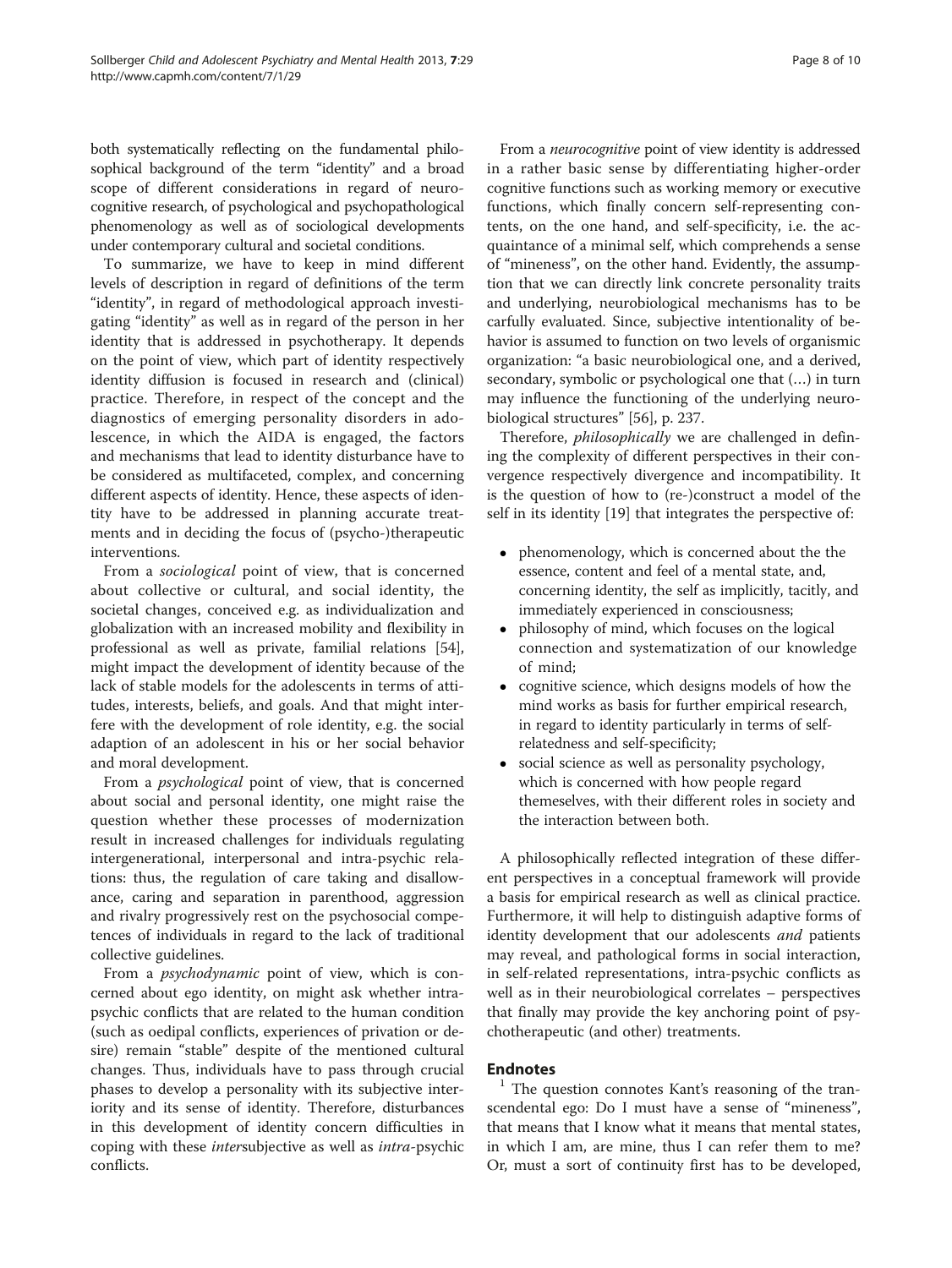both systematically reflecting on the fundamental philosophical background of the term "identity" and a broad scope of different considerations in regard of neurocognitive research, of psychological and psychopathological phenomenology as well as of sociological developments under contemporary cultural and societal conditions.

To summarize, we have to keep in mind different levels of description in regard of definitions of the term "identity", in regard of methodological approach investigating "identity" as well as in regard of the person in her identity that is addressed in psychotherapy. It depends on the point of view, which part of identity respectively identity diffusion is focused in research and (clinical) practice. Therefore, in respect of the concept and the diagnostics of emerging personality disorders in adolescence, in which the AIDA is engaged, the factors and mechanisms that lead to identity disturbance have to be considered as multifaceted, complex, and concerning different aspects of identity. Hence, these aspects of identity have to be addressed in planning accurate treatments and in deciding the focus of (psycho-)therapeutic interventions.

From a *sociological* point of view, that is concerned about collective or cultural, and social identity, the societal changes, conceived e.g. as individualization and globalization with an increased mobility and flexibility in professional as well as private, familial relations [54], might impact the development of identity because of the lack of stable models for the adolescents in terms of attitudes, interests, beliefs, and goals. And that might interfere with the development of role identity, e.g. the social adaption of an adolescent in his or her social behavior and moral development.

From a *psychological* point of view, that is concerned about social and personal identity, one might raise the question whether these processes of modernization result in increased challenges for individuals regulating intergenerational, interpersonal and intra-psychic relations: thus, the regulation of care taking and disallowance, caring and separation in parenthood, aggression and rivalry progressively rest on the psychosocial competences of individuals in regard to the lack of traditional collective guidelines.

From a *psychodynamic* point of view, which is concerned about ego identity, on might ask whether intrapsychic conflicts that are related to the human condition (such as oedipal conflicts, experiences of privation or desire) remain "stable" despite of the mentioned cultural changes. Thus, individuals have to pass through crucial phases to develop a personality with its subjective interiority and its sense of identity. Therefore, disturbances in this development of identity concern difficulties in coping with these *inter*subjective as well as *intra*-psychic conflicts.

From a *neurocognitive* point of view identity is addressed in a rather basic sense by differentiating higher-order cognitive functions such as working memory or executive functions, which finally concern self-representing contents, on the one hand, and self-specificity, i.e. the acquaintance of a minimal self, which comprehends a sense of "mineness", on the other hand. Evidently, the assumption that we can directly link concrete personality traits and underlying, neurobiological mechanisms has to be carfully evaluated. Since, subjective intentionality of behavior is assumed to function on two levels of organismic organization: "a basic neurobiological one, and a derived, secondary, symbolic or psychological one that (…) in turn may influence the functioning of the underlying neurobiological structures" [56], p. 237.

Therefore, *philosophically* we are challenged in defining the complexity of different perspectives in their convergence respectively divergence and incompatibility. It is the question of how to (re-)construct a model of the self in its identity [19] that integrates the perspective of:

- phenomenology, which is concerned about the the essence, content and feel of a mental state, and, concerning identity, the self as implicitly, tacitly, and immediately experienced in consciousness;
- philosophy of mind, which focuses on the logical connection and systematization of our knowledge of mind;
- cognitive science, which designs models of how the mind works as basis for further empirical research, in regard to identity particularly in terms of self-relatedness and self-specificity;
- social science as well as personality psychology, which is concerned with how people regard themeselves, with their different roles in society and the interaction between both.

A philosophically reflected integration of these different perspectives in a conceptual framework will provide a basis for empirical research as well as clinical practice. Furthermore, it will help to distinguish adaptive forms of identity development that our adolescents *and* patients may reveal, and pathological forms in social interaction, in self-related representations, intra-psychic conflicts as well as in their neurobiological correlates – perspectives that finally may provide the key anchoring point of psychotherapeutic (and other) treatments.

## Endnotes

[1] The question connotes Kant's reasoning of the transcendental ego: Do I must have a sense of "mineness", that means that I know what it means that mental states, in which I am, are mine, thus I can refer them to me? Or, must a sort of continuity first has to be developed,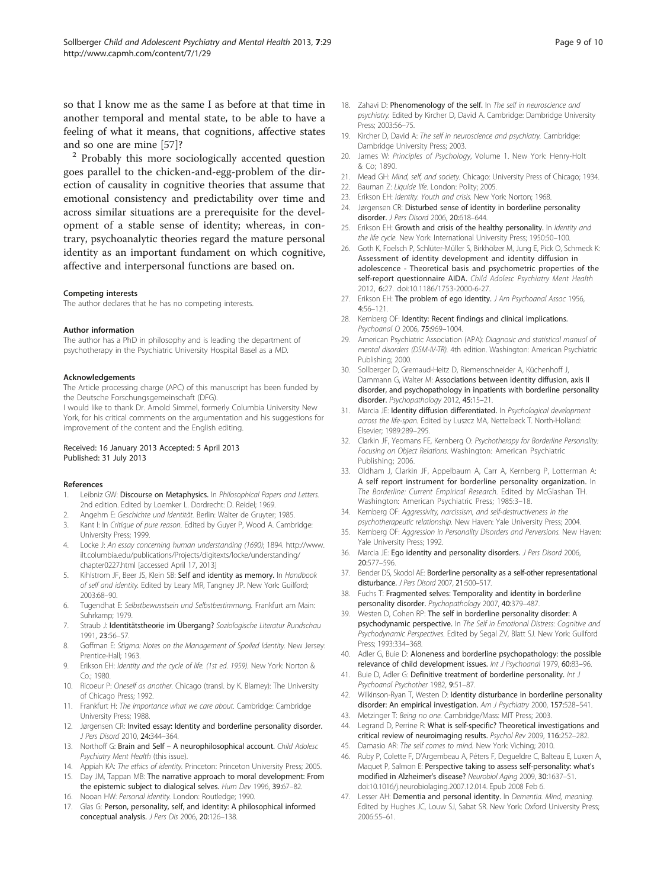so that I know me as the same I as before at that time in another temporal and mental state, to be able to have a feeling of what it means, that cognitions, affective states and so one are mine [57]?

[2] Probably this more sociologically accented question goes parallel to the chicken-and-egg-problem of the direction of causality in cognitive theories that assume that emotional consistency and predictability over time and across similar situations are a prerequisite for the development of a stable sense of identity; whereas, in contrary, psychoanalytic theories regard the mature personal identity as an important fundament on which cognitive, affective and interpersonal functions are based on.

#### Competing interests

The author declares that he has no competing interests.

#### Author information

The author has a PhD in philosophy and is leading the department of psychotherapy in the Psychiatric University Hospital Basel as a MD.

#### Acknowledgements

The Article processing charge (APC) of this manuscript has been funded by the Deutsche Forschungsgemeinschaft (DFG).
I would like to thank Dr. Arnold Simmel, formerly Columbia University New York, for his critical comments on the argumentation and his suggestions for improvement of the content and the English editing.

Received: 16 January 2013 Accepted: 5 April 2013
Published: 31 July 2013

#### References

1. Leibniz GW: **Discourse on Metaphysics.** In *Philosophical Papers and Letters.* 2nd edition. Edited by Loemker L. Dordrecht: D. Reidel; 1969.
2. Angehrn E: *Geschichte und Identität.* Berlin: Walter de Gruyter; 1985.
3. Kant I: In *Critique of pure reason.* Edited by Guyer P, Wood A. Cambridge: University Press; 1999.
4. Locke J: *An essay concerning human understanding (1690)*; 1894. http://www.ilt.columbia.edu/publications/Projects/digitexts/locke/understanding/chapter0227.html [accessed April 17, 2013]
5. Kihlstrom JF, Beer JS, Klein SB: **Self and identity as memory.** In *Handbook of self and identity.* Edited by Leary MR, Tangney JP. New York: Guilford; 2003:68–90.
6. Tugendhat E: *Selbstbewusstsein und Selbstbestimmung.* Frankfurt am Main: Suhrkamp; 1979.
7. Straub J: **Identitätstheorie im Übergang?** *Soziologische Literatur Rundschau* 1991, **23**:56–57.
8. Goffman E: *Stigma: Notes on the Management of Spoiled Identity.* New Jersey: Prentice-Hall; 1963.
9. Erikson EH: *Identity and the cycle of life. (1st ed. 1959).* New York: Norton & Co.; 1980.
10. Ricoeur P: *Oneself as another.* Chicago (transl. by K. Blamey): The University of Chicago Press; 1992.
11. Frankfurt H: *The importance what we care about.* Cambridge: Cambridge University Press; 1988.
12. Jørgensen CR: **Invited essay: Identity and borderline personality disorder.** *J Pers Disord* 2010, **24**:344–364.
13. Northoff G: **Brain and Self – A neurophilosophical account.** *Child Adolesc Psychiatry Ment Health* (this issue).
14. Appiah KA: *The ethics of identity.* Princeton: Princeton University Press; 2005.
15. Day JM, Tappan MB: **The narrative approach to moral development: From the epistemic subject to dialogical selves.** *Hum Dev* 1996, **39**:67–82.
16. Nooan HW: *Personal identity.* London: Routledge; 1990.
17. Glas G: **Person, personality, self, and identity: A philosophical informed conceptual analysis.** *J Pers Dis* 2006, **20**:126–138.
18. Zahavi D: **Phenomenology of the self.** In *The self in neuroscience and psychiatry.* Edited by Kircher D, David A. Cambridge: Dambridge University Press; 2003:56–75.
19. Kircher D, David A: *The self in neuroscience and psychiatry.* Cambridge: Dambridge University Press; 2003.
20. James W: *Principles of Psychology*, Volume 1. New York: Henry-Holt & Co; 1890.
21. Mead GH: *Mind, self, and society.* Chicago: University Press of Chicago; 1934.
22. Bauman Z: *Liquide life.* London: Polity; 2005.
23. Erikson EH: *Identity. Youth and crisis.* New York: Norton; 1968.
24. Jørgensen CR: **Disturbed sense of identity in borderline personality disorder.** *J Pers Disord* 2006, **20**:618–644.
25. Erikson EH: **Growth and crisis of the healthy personality.** In *Identity and the life cycle.* New York: International University Press; 1950:50–100.
26. Goth K, Foelsch P, Schlüter-Müller S, Birkhölzer M, Jung E, Pick O, Schmeck K: **Assessment of identity development and identity diffusion in adolescence - Theoretical basis and psychometric properties of the self-report questionnaire AIDA.** *Child Adolesc Psychiatry Ment Health* 2012, **6**:27. doi:10.1186/1753-2000-6-27.
27. Erikson EH: **The problem of ego identity.** *J Am Psychoanal Assoc* 1956, **4**:56–121.
28. Kernberg OF: **Identity: Recent findings and clinical implications.** *Psychoanal Q* 2006, **75**:969–1004.
29. American Psychiatric Association (APA): *Diagnostic and statistical manual of mental disorders (DSM-IV-TR).* 4th edition. Washington: American Psychiatric Publishing; 2000.
30. Sollberger D, Gremaud-Heitz D, Riemenschneider A, Küchenhoff J, Dammann G, Walter M: **Associations between identity diffusion, axis II disorder, and psychopathology in inpatients with borderline personality disorder.** *Psychopathology* 2012, **45**:15–21.
31. Marcia JE: **Identity diffusion differentiated.** In *Psychological development across the life-span.* Edited by Luszcz MA, Nettelbeck T. North-Holland: Elsevier; 1989:289–295.
32. Clarkin JF, Yeomans FE, Kernberg O: *Psychotherapy for Borderline Personality: Focusing on Object Relations.* Washington: American Psychiatric Publishing; 2006.
33. Oldham J, Clarkin JF, Appelbaum A, Carr A, Kernberg P, Lotterman A: **A self report instrument for borderline personality organization.** In *The Borderline: Current Empirical Research.* Edited by McGlashan TH. Washington: American Psychiatric Press; 1985:3–18.
34. Kernberg OF: *Aggressivity, narcissism, and self-destructiveness in the psychotherapeutic relationship.* New Haven: Yale University Press; 2004.
35. Kernberg OF: *Aggression in Personality Disorders and Perversions.* New Haven: Yale University Press; 1992.
36. Marcia JE: **Ego identity and personality disorders.** *J Pers Disord* 2006, **20**:577–596.
37. Bender DS, Skodol AE: **Borderline personality as a self-other representational disturbance.** *J Pers Disord* 2007, **21**:500–517.
38. Fuchs T: **Fragmented selves: Temporality and identity in borderline personality disorder.** *Psychopathology* 2007, **40**:379–487.
39. Westen D, Cohen RP: **The self in borderline personality disorder: A psychodynamic perspective.** In *The Self in Emotional Distress: Cognitive and Psychodynamic Perspectives.* Edited by Segal ZV, Blatt SJ. New York: Guilford Press; 1993:334–368.
40. Adler G, Buie D: **Aloneness and borderline psychopathology: the possible relevance of child development issues.** *Int J Psychoanal* 1979, **60**:83–96.
41. Buie D, Adler G: **Definitive treatment of borderline personality.** *Int J Psychoanal Psychother* 1982, **9**:51–87.
42. Wilkinson-Ryan T, Westen D: **Identity disturbance in borderline personality disorder: An empirical investigation.** *Am J Psychiatry* 2000, **157**:528–541.
43. Metzinger T: *Being no one.* Cambridge/Mass: MIT Press; 2003.
44. Legrand D, Perrine R: **What is self-specific? Theoretical investigations and critical review of neuroimaging results.** *Psychol Rev* 2009, **116**:252–282.
45. Damasio AR: *The self comes to mind.* New York: Viching; 2010.
46. Ruby P, Colette F, D'Argembeau A, Péters F, Degueldre C, Balteau E, Luxen A, Maquet P, Salmon E: **Perspective taking to assess self-personality: what's modified in Alzheimer's disease?** *Neurobiol Aging* 2009, **30**:1637–51. doi:10.1016/j.neurobiolaging.2007.12.014. Epub 2008 Feb 6.
47. Lesser AH: **Dementia and personal identity.** In *Dementia. Mind, meaning.* Edited by Hughes JC, Louw SJ, Sabat SR. New York: Oxford University Press; 2006:55–61.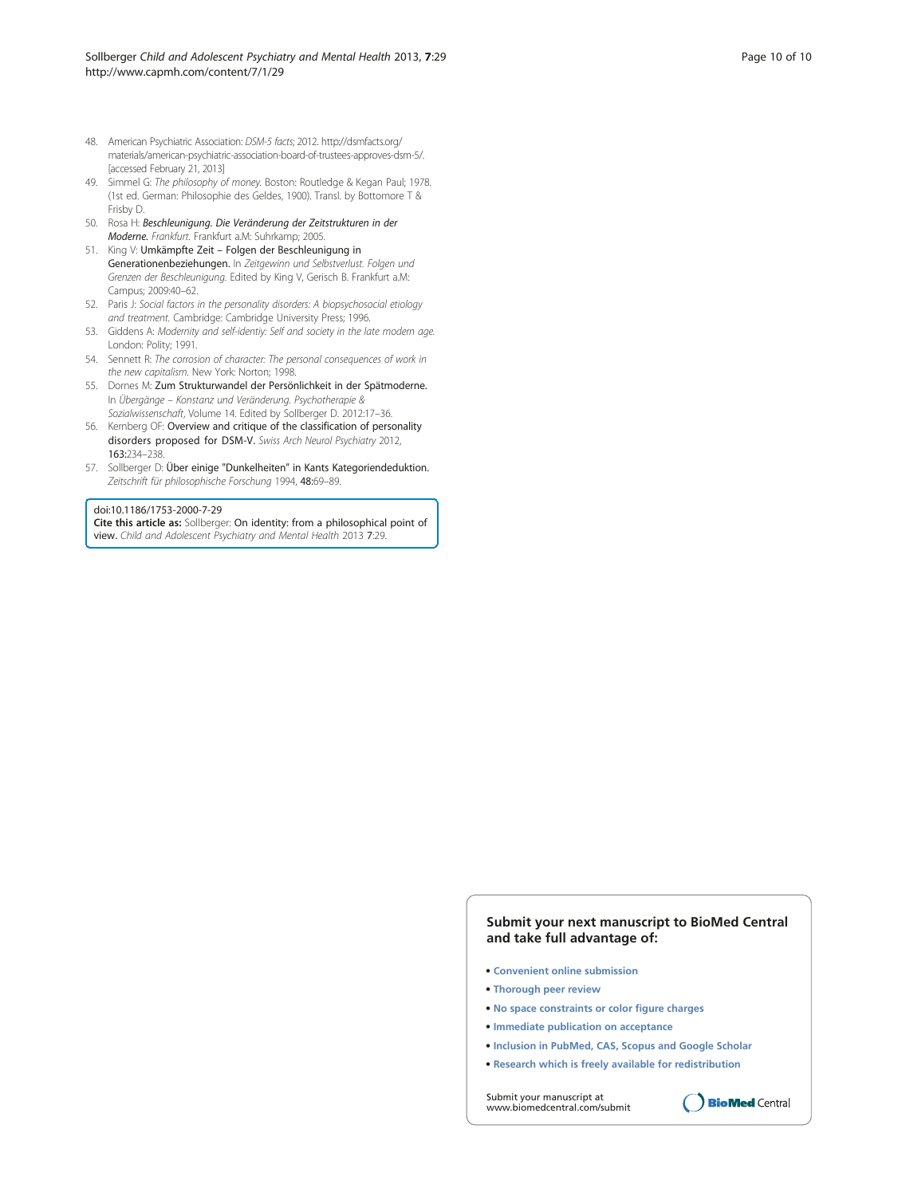48. American Psychiatric Association: *DSM-5 facts*; 2012. http://dsmfacts.org/materials/american-psychiatric-association-board-of-trustees-approves-dsm-5/. [accessed February 21, 2013]
49. Simmel G: *The philosophy of money*. Boston: Routledge & Kegan Paul; 1978. (1st ed. German: Philosophie des Geldes, 1900). Transl. by Bottomore T & Frisby D.
50. Rosa H: ***Beschleunigung. Die Veränderung der Zeitstrukturen in der Moderne.*** *Frankfurt*. Frankfurt a.M: Suhrkamp; 2005.
51. King V: **Umkämpfte Zeit – Folgen der Beschleunigung in Generationenbeziehungen.** In *Zeitgewinn und Selbstverlust. Folgen und Grenzen der Beschleunigung*. Edited by King V, Gerisch B. Frankfurt a.M: Campus; 2009:40–62.
52. Paris J: *Social factors in the personality disorders: A biopsychosocial etiology and treatment*. Cambridge: Cambridge University Press; 1996.
53. Giddens A: *Modernity and self-identiy: Self and society in the late modern age*. London: Polity; 1991.
54. Sennett R: *The corrosion of character: The personal consequences of work in the new capitalism*. New York: Norton; 1998.
55. Dornes M: **Zum Strukturwandel der Persönlichkeit in der Spätmoderne.** In *Übergänge – Konstanz und Veränderung. Psychotherapie & Sozialwissenschaft*, Volume 14. Edited by Sollberger D. 2012:17–36.
56. Kernberg OF: **Overview and critique of the classification of personality disorders proposed for DSM-V.** *Swiss Arch Neurol Psychiatry* 2012, **163:**234–238.
57. Sollberger D: **Über einige "Dunkelheiten" in Kants Kategoriendeduktion.** *Zeitschrift für philosophische Forschung* 1994, **48:**69–89.

doi:10.1186/1753-2000-7-29
**Cite this article as:** Sollberger: **On identity: from a philosophical point of view.** *Child and Adolescent Psychiatry and Mental Health* 2013 **7**:29.

**Submit your next manuscript to BioMed Central and take full advantage of:**

- **Convenient online submission**
- **Thorough peer review**
- **No space constraints or color figure charges**
- **Immediate publication on acceptance**
- **Inclusion in PubMed, CAS, Scopus and Google Scholar**
- **Research which is freely available for redistribution**

Submit your manuscript at
www.biomedcentral.com/submit

BioMed Central